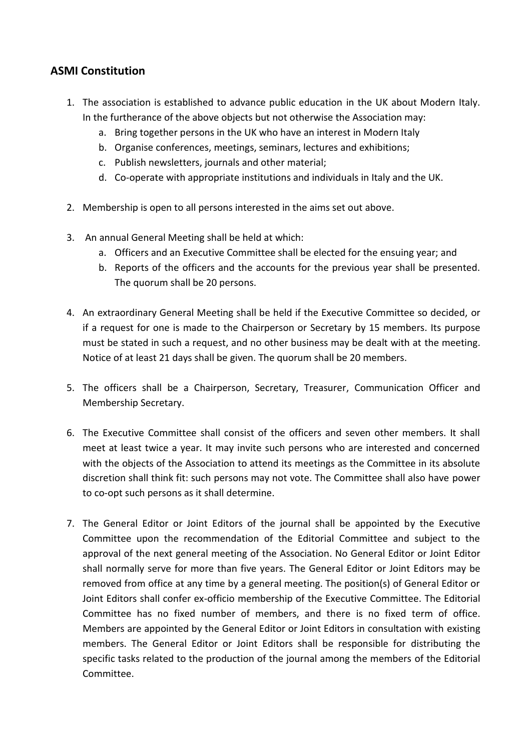## ASMI Constitution

1. The association is established to advance public education in the UK about Modern Italy. In the furtherance of the above objects but not otherwise the Association may:
    a. Bring together persons in the UK who have an interest in Modern Italy
    b. Organise conferences, meetings, seminars, lectures and exhibitions;
    c. Publish newsletters, journals and other material;
    d. Co-operate with appropriate institutions and individuals in Italy and the UK.

2. Membership is open to all persons interested in the aims set out above.

3. An annual General Meeting shall be held at which:
    a. Officers and an Executive Committee shall be elected for the ensuing year; and
    b. Reports of the officers and the accounts for the previous year shall be presented. The quorum shall be 20 persons.

4. An extraordinary General Meeting shall be held if the Executive Committee so decided, or if a request for one is made to the Chairperson or Secretary by 15 members. Its purpose must be stated in such a request, and no other business may be dealt with at the meeting. Notice of at least 21 days shall be given. The quorum shall be 20 members.

5. The officers shall be a Chairperson, Secretary, Treasurer, Communication Officer and Membership Secretary.

6. The Executive Committee shall consist of the officers and seven other members. It shall meet at least twice a year. It may invite such persons who are interested and concerned with the objects of the Association to attend its meetings as the Committee in its absolute discretion shall think fit: such persons may not vote. The Committee shall also have power to co-opt such persons as it shall determine.

7. The General Editor or Joint Editors of the journal shall be appointed by the Executive Committee upon the recommendation of the Editorial Committee and subject to the approval of the next general meeting of the Association. No General Editor or Joint Editor shall normally serve for more than five years. The General Editor or Joint Editors may be removed from office at any time by a general meeting. The position(s) of General Editor or Joint Editors shall confer ex-officio membership of the Executive Committee. The Editorial Committee has no fixed number of members, and there is no fixed term of office. Members are appointed by the General Editor or Joint Editors in consultation with existing members. The General Editor or Joint Editors shall be responsible for distributing the specific tasks related to the production of the journal among the members of the Editorial Committee.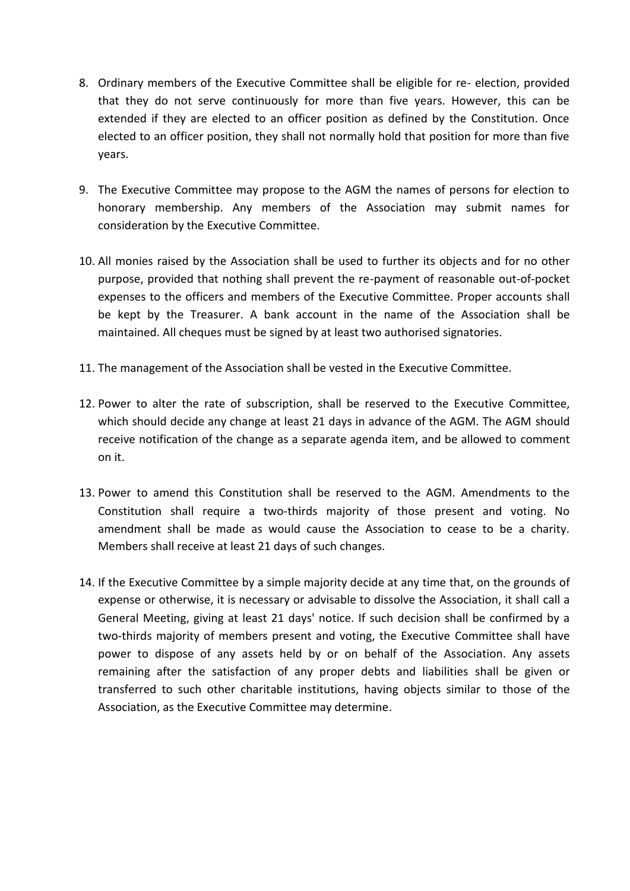8. Ordinary members of the Executive Committee shall be eligible for re- election, provided that they do not serve continuously for more than five years. However, this can be extended if they are elected to an officer position as defined by the Constitution. Once elected to an officer position, they shall not normally hold that position for more than five years.

9. The Executive Committee may propose to the AGM the names of persons for election to honorary membership. Any members of the Association may submit names for consideration by the Executive Committee.

10. All monies raised by the Association shall be used to further its objects and for no other purpose, provided that nothing shall prevent the re-payment of reasonable out-of-pocket expenses to the officers and members of the Executive Committee. Proper accounts shall be kept by the Treasurer. A bank account in the name of the Association shall be maintained. All cheques must be signed by at least two authorised signatories.

11. The management of the Association shall be vested in the Executive Committee.

12. Power to alter the rate of subscription, shall be reserved to the Executive Committee, which should decide any change at least 21 days in advance of the AGM. The AGM should receive notification of the change as a separate agenda item, and be allowed to comment on it.

13. Power to amend this Constitution shall be reserved to the AGM. Amendments to the Constitution shall require a two-thirds majority of those present and voting. No amendment shall be made as would cause the Association to cease to be a charity. Members shall receive at least 21 days of such changes.

14. If the Executive Committee by a simple majority decide at any time that, on the grounds of expense or otherwise, it is necessary or advisable to dissolve the Association, it shall call a General Meeting, giving at least 21 days' notice. If such decision shall be confirmed by a two-thirds majority of members present and voting, the Executive Committee shall have power to dispose of any assets held by or on behalf of the Association. Any assets remaining after the satisfaction of any proper debts and liabilities shall be given or transferred to such other charitable institutions, having objects similar to those of the Association, as the Executive Committee may determine.